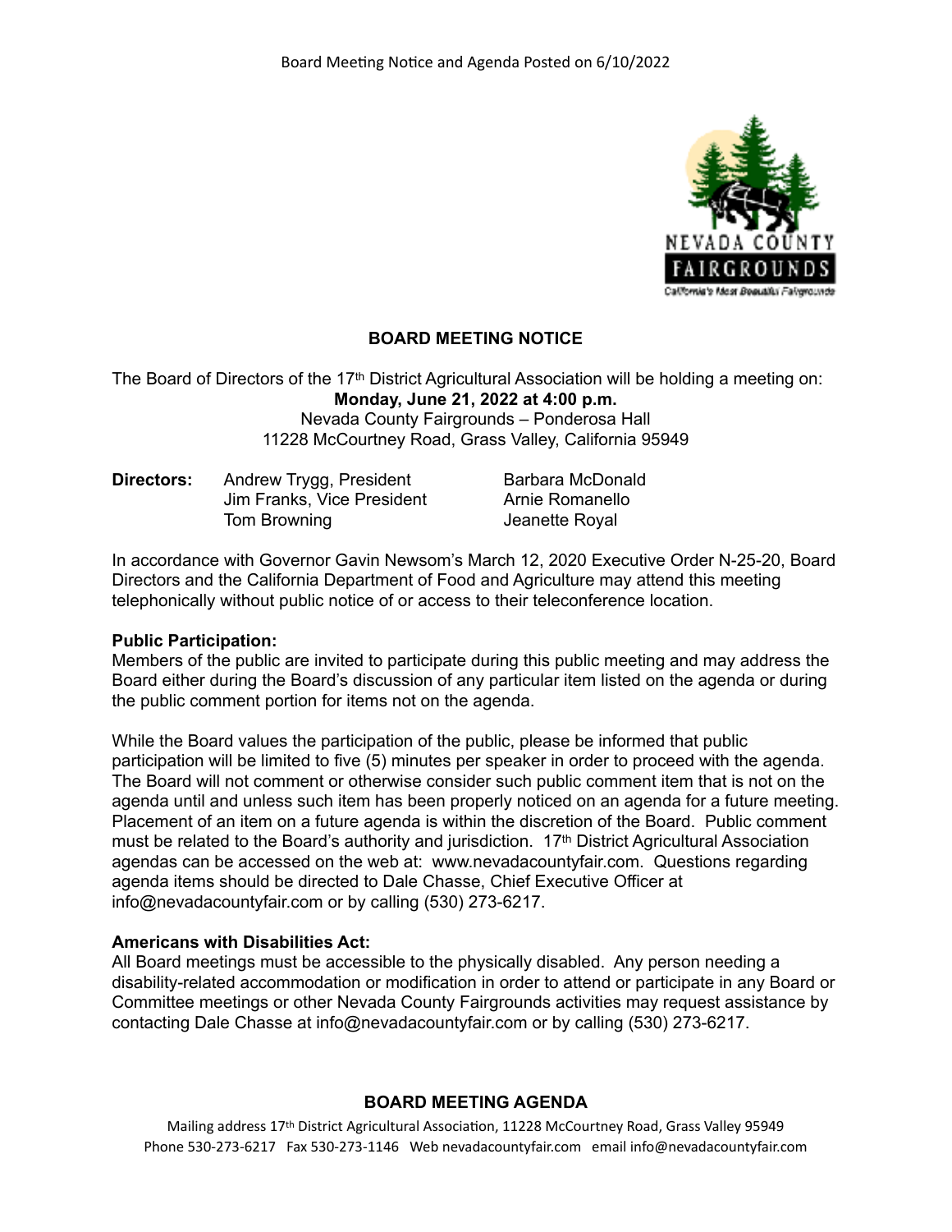Board Meeting Notice and Agenda Posted on 6/10/2022

## BOARD MEETING NOTICE

The Board of Directors of the 17th District Agricultural Association will be holding a meeting on:
**Monday, June 21, 2022 at 4:00 p.m.**
Nevada County Fairgrounds – Ponderosa Hall
11228 McCourtney Road, Grass Valley, California 95949

| **Directors:** | Andrew Trygg, President | Barbara McDonald |
|---|---|---|
| | Jim Franks, Vice President | Arnie Romanello |
| | Tom Browning | Jeanette Royal |

In accordance with Governor Gavin Newsom's March 12, 2020 Executive Order N-25-20, Board Directors and the California Department of Food and Agriculture may attend this meeting telephonically without public notice of or access to their teleconference location.

**Public Participation:**
Members of the public are invited to participate during this public meeting and may address the Board either during the Board's discussion of any particular item listed on the agenda or during the public comment portion for items not on the agenda.

While the Board values the participation of the public, please be informed that public participation will be limited to five (5) minutes per speaker in order to proceed with the agenda. The Board will not comment or otherwise consider such public comment item that is not on the agenda until and unless such item has been properly noticed on an agenda for a future meeting. Placement of an item on a future agenda is within the discretion of the Board. Public comment must be related to the Board's authority and jurisdiction. 17th District Agricultural Association agendas can be accessed on the web at: www.nevadacountyfair.com. Questions regarding agenda items should be directed to Dale Chasse, Chief Executive Officer at info@nevadacountyfair.com or by calling (530) 273-6217.

**Americans with Disabilities Act:**
All Board meetings must be accessible to the physically disabled. Any person needing a disability-related accommodation or modification in order to attend or participate in any Board or Committee meetings or other Nevada County Fairgrounds activities may request assistance by contacting Dale Chasse at info@nevadacountyfair.com or by calling (530) 273-6217.

## BOARD MEETING AGENDA

Mailing address 17th District Agricultural Association, 11228 McCourtney Road, Grass Valley 95949
Phone 530-273-6217 Fax 530-273-1146 Web nevadacountyfair.com email info@nevadacountyfair.com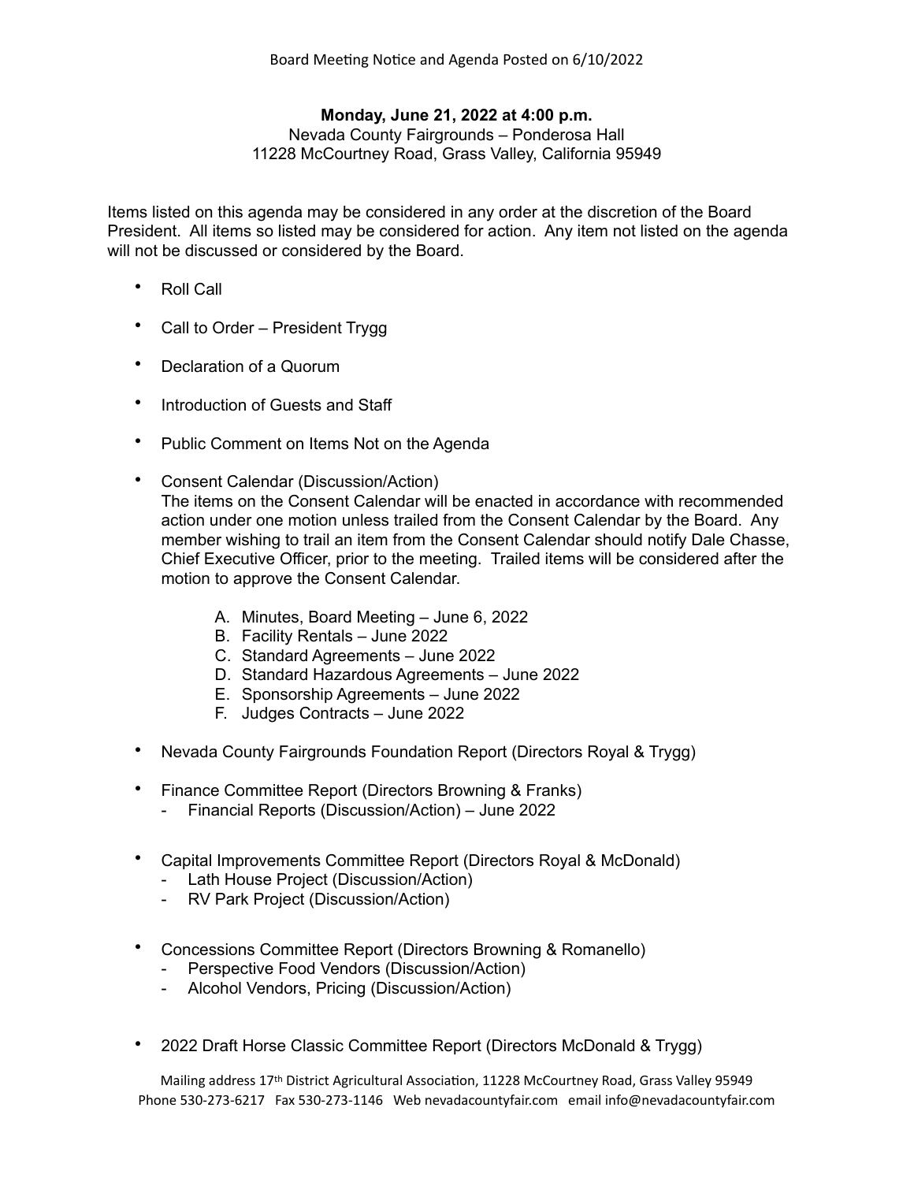Board Meeting Notice and Agenda Posted on 6/10/2022

**Monday, June 21, 2022 at 4:00 p.m.**
Nevada County Fairgrounds – Ponderosa Hall
11228 McCourtney Road, Grass Valley, California 95949

Items listed on this agenda may be considered in any order at the discretion of the Board President. All items so listed may be considered for action. Any item not listed on the agenda will not be discussed or considered by the Board.

- Roll Call
- Call to Order – President Trygg
- Declaration of a Quorum
- Introduction of Guests and Staff
- Public Comment on Items Not on the Agenda
- Consent Calendar (Discussion/Action)
  The items on the Consent Calendar will be enacted in accordance with recommended action under one motion unless trailed from the Consent Calendar by the Board. Any member wishing to trail an item from the Consent Calendar should notify Dale Chasse, Chief Executive Officer, prior to the meeting. Trailed items will be considered after the motion to approve the Consent Calendar.

  A. Minutes, Board Meeting – June 6, 2022
  B. Facility Rentals – June 2022
  C. Standard Agreements – June 2022
  D. Standard Hazardous Agreements – June 2022
  E. Sponsorship Agreements – June 2022
  F. Judges Contracts – June 2022

- Nevada County Fairgrounds Foundation Report (Directors Royal & Trygg)
- Finance Committee Report (Directors Browning & Franks)
  - Financial Reports (Discussion/Action) – June 2022
- Capital Improvements Committee Report (Directors Royal & McDonald)
  - Lath House Project (Discussion/Action)
  - RV Park Project (Discussion/Action)
- Concessions Committee Report (Directors Browning & Romanello)
  - Perspective Food Vendors (Discussion/Action)
  - Alcohol Vendors, Pricing (Discussion/Action)
- 2022 Draft Horse Classic Committee Report (Directors McDonald & Trygg)

Mailing address 17th District Agricultural Association, 11228 McCourtney Road, Grass Valley 95949
Phone 530-273-6217 Fax 530-273-1146 Web nevadacountyfair.com email info@nevadacountyfair.com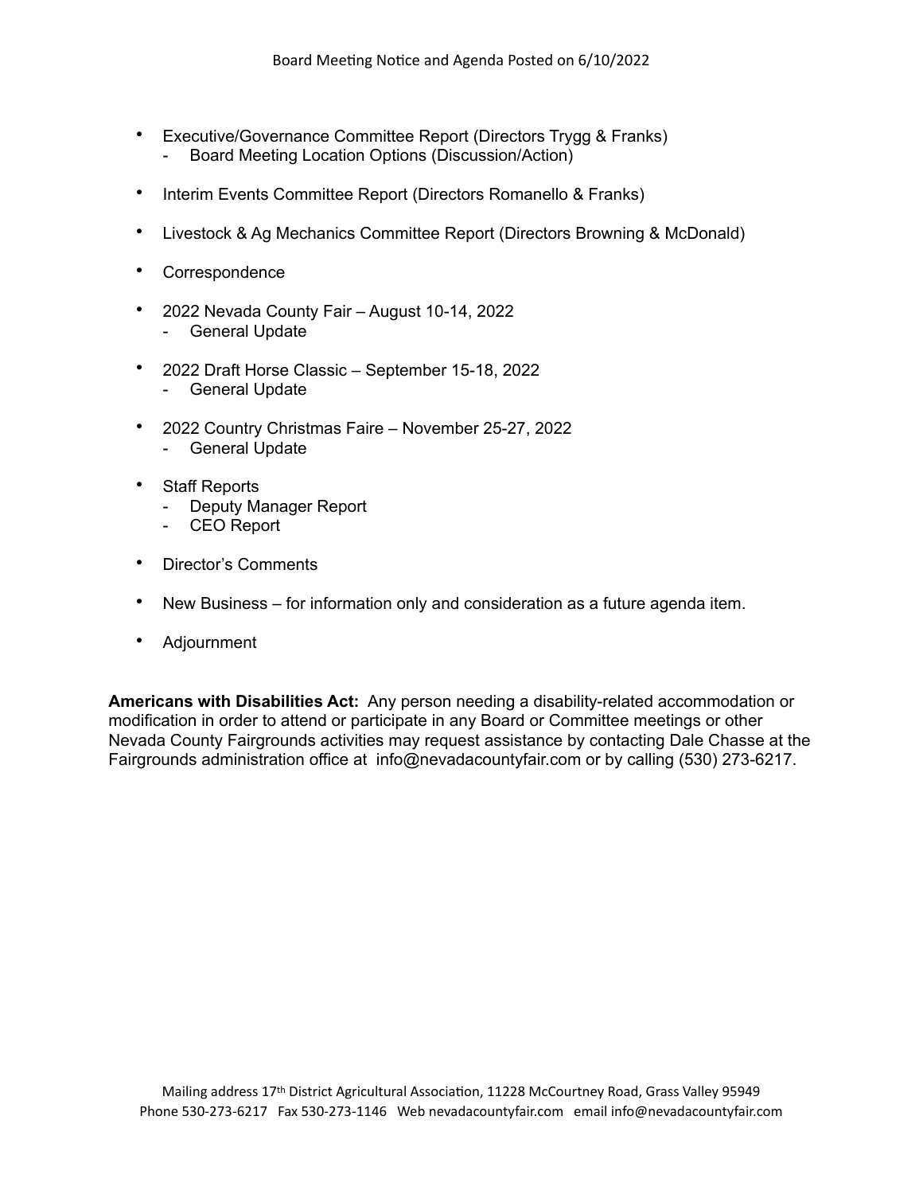- Executive/Governance Committee Report (Directors Trygg & Franks)
  - Board Meeting Location Options (Discussion/Action)

- Interim Events Committee Report (Directors Romanello & Franks)

- Livestock & Ag Mechanics Committee Report (Directors Browning & McDonald)

- Correspondence

- 2022 Nevada County Fair – August 10-14, 2022
  - General Update

- 2022 Draft Horse Classic – September 15-18, 2022
  - General Update

- 2022 Country Christmas Faire – November 25-27, 2022
  - General Update

- Staff Reports
  - Deputy Manager Report
  - CEO Report

- Director's Comments

- New Business – for information only and consideration as a future agenda item.

- Adjournment

**Americans with Disabilities Act:** Any person needing a disability-related accommodation or modification in order to attend or participate in any Board or Committee meetings or other Nevada County Fairgrounds activities may request assistance by contacting Dale Chasse at the Fairgrounds administration office at info@nevadacountyfair.com or by calling (530) 273-6217.